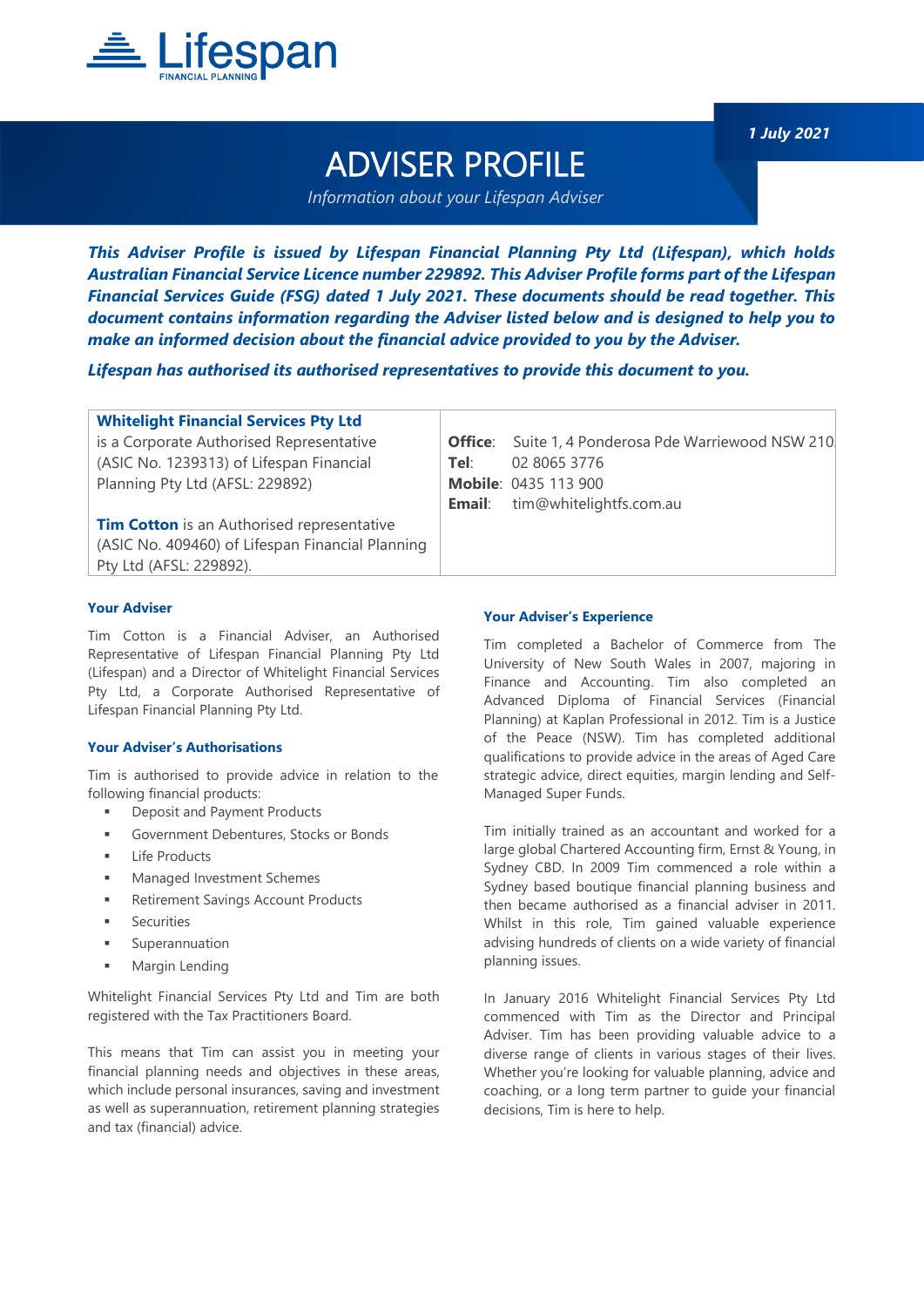Lifespan
FINANCIAL PLANNING

*1 July 2021*

# ADVISER PROFILE

*Information about your Lifespan Adviser*

***This Adviser Profile is issued by Lifespan Financial Planning Pty Ltd (Lifespan), which holds Australian Financial Service Licence number 229892. This Adviser Profile forms part of the Lifespan Financial Services Guide (FSG) dated 1 July 2021. These documents should be read together. This document contains information regarding the Adviser listed below and is designed to help you to make an informed decision about the financial advice provided to you by the Adviser.***

***Lifespan has authorised its authorised representatives to provide this document to you.***

| | |
|---|---|
| **Whitelight Financial Services Pty Ltd** is a Corporate Authorised Representative (ASIC No. 1239313) of Lifespan Financial Planning Pty Ltd (AFSL: 229892)<br><br>**Tim Cotton** is an Authorised representative (ASIC No. 409460) of Lifespan Financial Planning Pty Ltd (AFSL: 229892). | **Office**: Suite 1, 4 Ponderosa Pde Warriewood NSW 210<br>**Tel**: 02 8065 3776<br>**Mobile**: 0435 113 900<br>**Email**: tim@whitelightfs.com.au |

### Your Adviser

Tim Cotton is a Financial Adviser, an Authorised Representative of Lifespan Financial Planning Pty Ltd (Lifespan) and a Director of Whitelight Financial Services Pty Ltd, a Corporate Authorised Representative of Lifespan Financial Planning Pty Ltd.

### Your Adviser's Authorisations

Tim is authorised to provide advice in relation to the following financial products:

- Deposit and Payment Products
- Government Debentures, Stocks or Bonds
- Life Products
- Managed Investment Schemes
- Retirement Savings Account Products
- Securities
- Superannuation
- Margin Lending

Whitelight Financial Services Pty Ltd and Tim are both registered with the Tax Practitioners Board.

This means that Tim can assist you in meeting your financial planning needs and objectives in these areas, which include personal insurances, saving and investment as well as superannuation, retirement planning strategies and tax (financial) advice.

### Your Adviser's Experience

Tim completed a Bachelor of Commerce from The University of New South Wales in 2007, majoring in Finance and Accounting. Tim also completed an Advanced Diploma of Financial Services (Financial Planning) at Kaplan Professional in 2012. Tim is a Justice of the Peace (NSW). Tim has completed additional qualifications to provide advice in the areas of Aged Care strategic advice, direct equities, margin lending and Self-Managed Super Funds.

Tim initially trained as an accountant and worked for a large global Chartered Accounting firm, Ernst & Young, in Sydney CBD. In 2009 Tim commenced a role within a Sydney based boutique financial planning business and then became authorised as a financial adviser in 2011. Whilst in this role, Tim gained valuable experience advising hundreds of clients on a wide variety of financial planning issues.

In January 2016 Whitelight Financial Services Pty Ltd commenced with Tim as the Director and Principal Adviser. Tim has been providing valuable advice to a diverse range of clients in various stages of their lives. Whether you're looking for valuable planning, advice and coaching, or a long term partner to guide your financial decisions, Tim is here to help.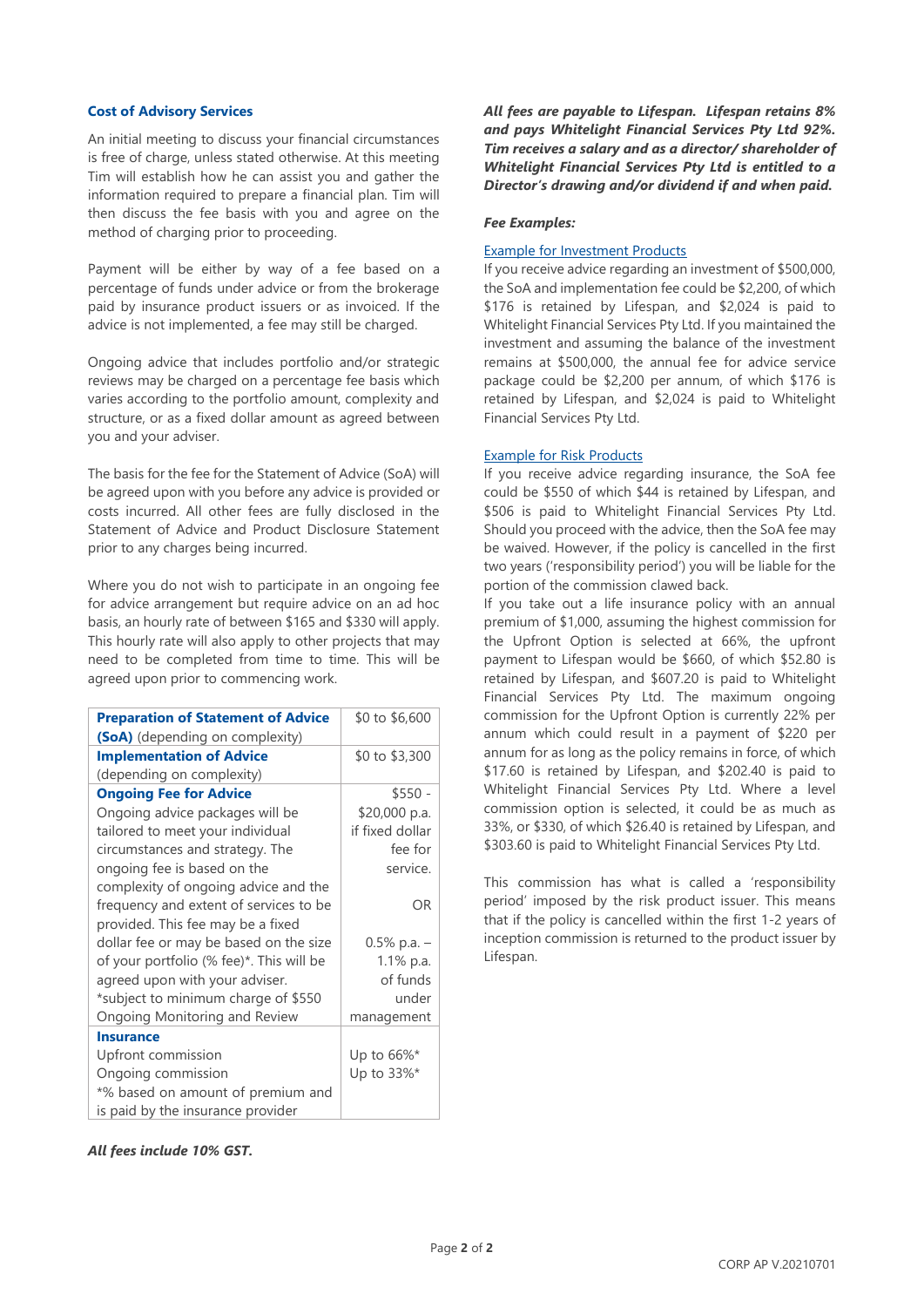## Cost of Advisory Services

An initial meeting to discuss your financial circumstances is free of charge, unless stated otherwise. At this meeting Tim will establish how he can assist you and gather the information required to prepare a financial plan. Tim will then discuss the fee basis with you and agree on the method of charging prior to proceeding.

Payment will be either by way of a fee based on a percentage of funds under advice or from the brokerage paid by insurance product issuers or as invoiced. If the advice is not implemented, a fee may still be charged.

Ongoing advice that includes portfolio and/or strategic reviews may be charged on a percentage fee basis which varies according to the portfolio amount, complexity and structure, or as a fixed dollar amount as agreed between you and your adviser.

The basis for the fee for the Statement of Advice (SoA) will be agreed upon with you before any advice is provided or costs incurred. All other fees are fully disclosed in the Statement of Advice and Product Disclosure Statement prior to any charges being incurred.

Where you do not wish to participate in an ongoing fee for advice arrangement but require advice on an ad hoc basis, an hourly rate of between $165 and $330 will apply. This hourly rate will also apply to other projects that may need to be completed from time to time. This will be agreed upon prior to commencing work.

| | |
|---|---|
| **Preparation of Statement of Advice (SoA)** (depending on complexity) | $0 to $6,600 |
| **Implementation of Advice** (depending on complexity) | $0 to $3,300 |
| **Ongoing Fee for Advice**<br>Ongoing advice packages will be tailored to meet your individual circumstances and strategy. The ongoing fee is based on the complexity of ongoing advice and the frequency and extent of services to be provided. This fee may be a fixed dollar fee or may be based on the size of your portfolio (% fee)*. This will be agreed upon with your adviser.<br>*subject to minimum charge of $550<br>Ongoing Monitoring and Review | $550 - $20,000 p.a. if fixed dollar fee for service.<br><br>OR<br><br>0.5% p.a. – 1.1% p.a. of funds under management |
| **Insurance**<br>Upfront commission<br>Ongoing commission<br>*% based on amount of premium and is paid by the insurance provider | <br>Up to 66%*<br>Up to 33%* |

***All fees include 10% GST.***

***All fees are payable to Lifespan. Lifespan retains 8% and pays Whitelight Financial Services Pty Ltd 92%. Tim receives a salary and as a director/ shareholder of Whitelight Financial Services Pty Ltd is entitled to a Director's drawing and/or dividend if and when paid.***

***Fee Examples:***

Example for Investment Products

If you receive advice regarding an investment of $500,000, the SoA and implementation fee could be $2,200, of which $176 is retained by Lifespan, and $2,024 is paid to Whitelight Financial Services Pty Ltd. If you maintained the investment and assuming the balance of the investment remains at $500,000, the annual fee for advice service package could be $2,200 per annum, of which $176 is retained by Lifespan, and $2,024 is paid to Whitelight Financial Services Pty Ltd.

Example for Risk Products

If you receive advice regarding insurance, the SoA fee could be $550 of which $44 is retained by Lifespan, and $506 is paid to Whitelight Financial Services Pty Ltd. Should you proceed with the advice, then the SoA fee may be waived. However, if the policy is cancelled in the first two years ('responsibility period') you will be liable for the portion of the commission clawed back.

If you take out a life insurance policy with an annual premium of $1,000, assuming the highest commission for the Upfront Option is selected at 66%, the upfront payment to Lifespan would be $660, of which $52.80 is retained by Lifespan, and $607.20 is paid to Whitelight Financial Services Pty Ltd. The maximum ongoing commission for the Upfront Option is currently 22% per annum which could result in a payment of $220 per annum for as long as the policy remains in force, of which $17.60 is retained by Lifespan, and $202.40 is paid to Whitelight Financial Services Pty Ltd. Where a level commission option is selected, it could be as much as 33%, or $330, of which $26.40 is retained by Lifespan, and $303.60 is paid to Whitelight Financial Services Pty Ltd.

This commission has what is called a 'responsibility period' imposed by the risk product issuer. This means that if the policy is cancelled within the first 1-2 years of inception commission is returned to the product issuer by Lifespan.

CORP AP V.20210701